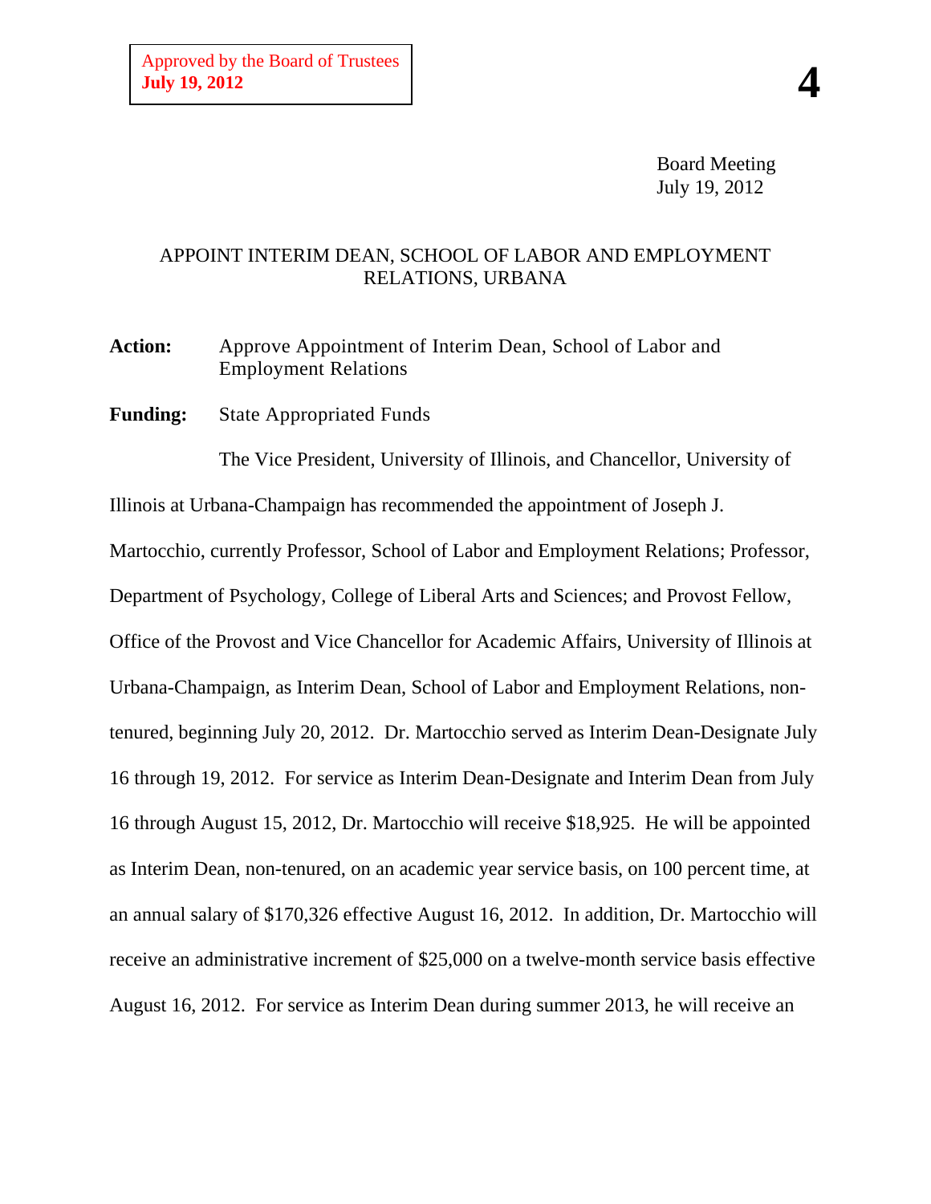Approved by the Board of Trustees
**July 19, 2012**

**4**

Board Meeting
July 19, 2012

# APPOINT INTERIM DEAN, SCHOOL OF LABOR AND EMPLOYMENT RELATIONS, URBANA

**Action:** Approve Appointment of Interim Dean, School of Labor and Employment Relations

**Funding:** State Appropriated Funds

The Vice President, University of Illinois, and Chancellor, University of Illinois at Urbana-Champaign has recommended the appointment of Joseph J. Martocchio, currently Professor, School of Labor and Employment Relations; Professor, Department of Psychology, College of Liberal Arts and Sciences; and Provost Fellow, Office of the Provost and Vice Chancellor for Academic Affairs, University of Illinois at Urbana-Champaign, as Interim Dean, School of Labor and Employment Relations, non-tenured, beginning July 20, 2012. Dr. Martocchio served as Interim Dean-Designate July 16 through 19, 2012. For service as Interim Dean-Designate and Interim Dean from July 16 through August 15, 2012, Dr. Martocchio will receive $18,925. He will be appointed as Interim Dean, non-tenured, on an academic year service basis, on 100 percent time, at an annual salary of $170,326 effective August 16, 2012. In addition, Dr. Martocchio will receive an administrative increment of $25,000 on a twelve-month service basis effective August 16, 2012. For service as Interim Dean during summer 2013, he will receive an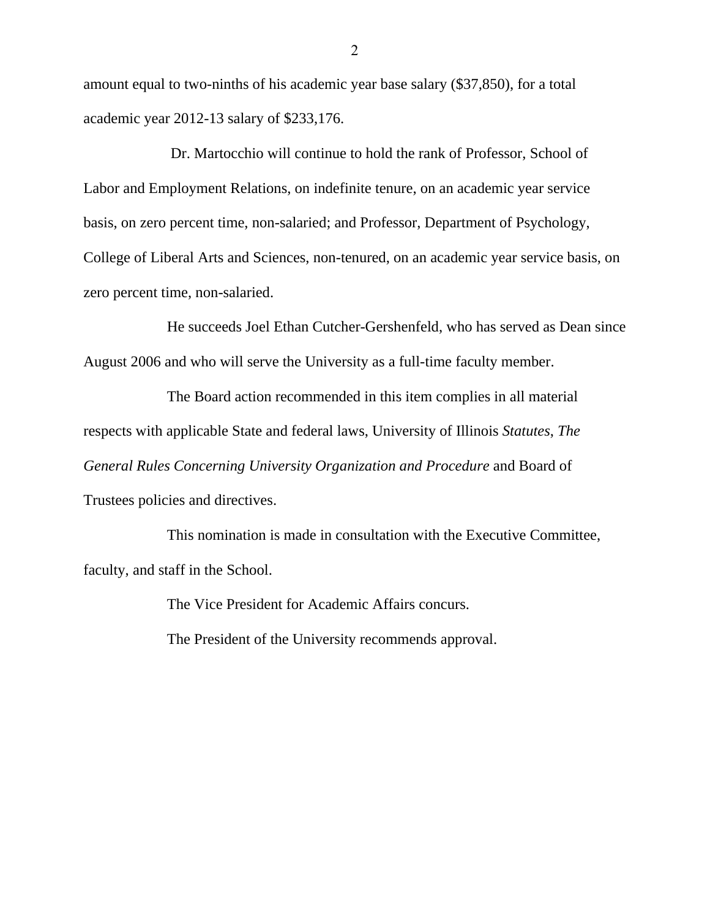amount equal to two-ninths of his academic year base salary ($37,850), for a total academic year 2012-13 salary of $233,176.

Dr. Martocchio will continue to hold the rank of Professor, School of Labor and Employment Relations, on indefinite tenure, on an academic year service basis, on zero percent time, non-salaried; and Professor, Department of Psychology, College of Liberal Arts and Sciences, non-tenured, on an academic year service basis, on zero percent time, non-salaried.

He succeeds Joel Ethan Cutcher-Gershenfeld, who has served as Dean since August 2006 and who will serve the University as a full-time faculty member.

The Board action recommended in this item complies in all material respects with applicable State and federal laws, University of Illinois *Statutes*, *The General Rules Concerning University Organization and Procedure* and Board of Trustees policies and directives.

This nomination is made in consultation with the Executive Committee, faculty, and staff in the School.

The Vice President for Academic Affairs concurs.

The President of the University recommends approval.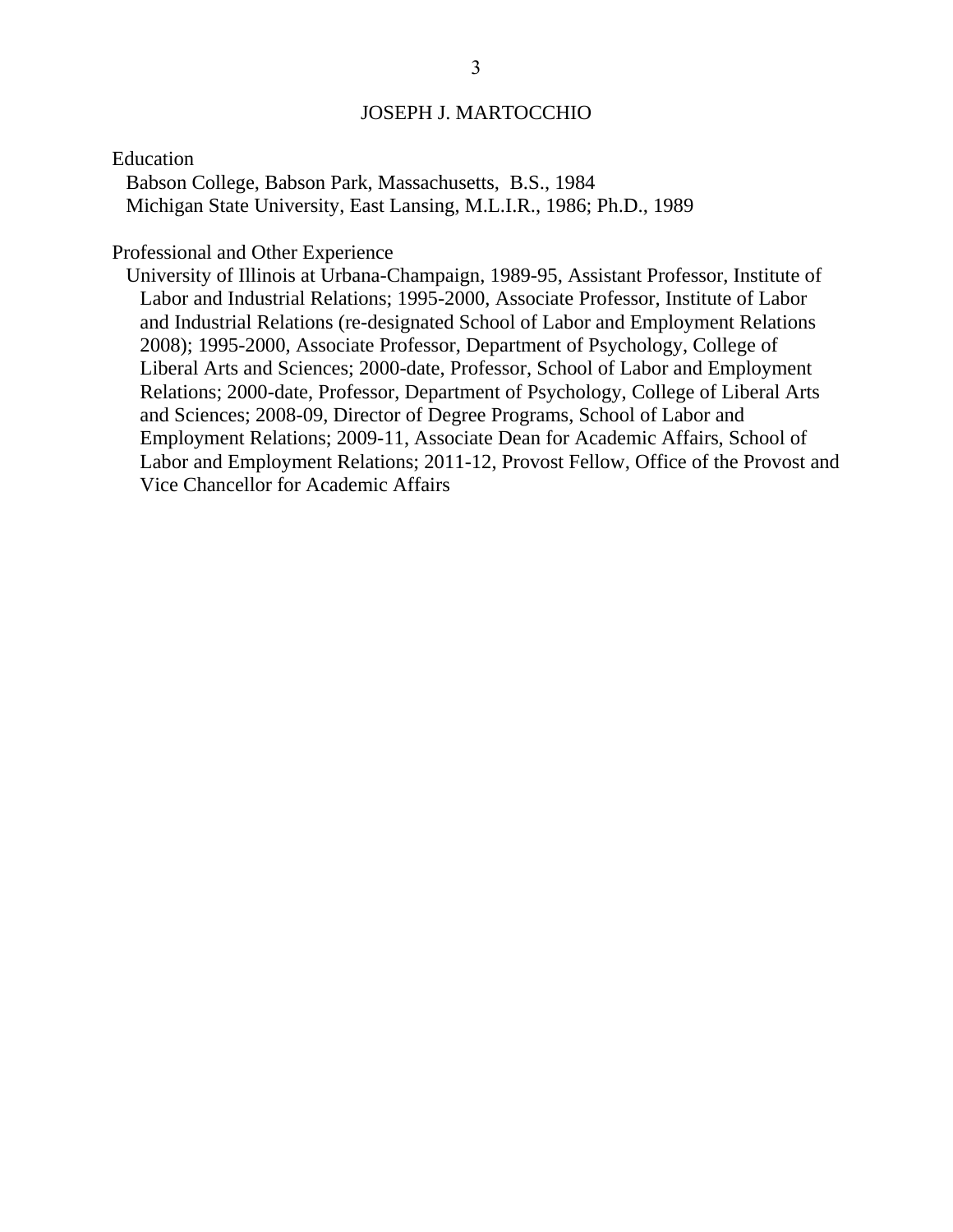JOSEPH J. MARTOCCHIO

Education

Babson College, Babson Park, Massachusetts, B.S., 1984
Michigan State University, East Lansing, M.L.I.R., 1986; Ph.D., 1989

Professional and Other Experience

University of Illinois at Urbana-Champaign, 1989-95, Assistant Professor, Institute of Labor and Industrial Relations; 1995-2000, Associate Professor, Institute of Labor and Industrial Relations (re-designated School of Labor and Employment Relations 2008); 1995-2000, Associate Professor, Department of Psychology, College of Liberal Arts and Sciences; 2000-date, Professor, School of Labor and Employment Relations; 2000-date, Professor, Department of Psychology, College of Liberal Arts and Sciences; 2008-09, Director of Degree Programs, School of Labor and Employment Relations; 2009-11, Associate Dean for Academic Affairs, School of Labor and Employment Relations; 2011-12, Provost Fellow, Office of the Provost and Vice Chancellor for Academic Affairs